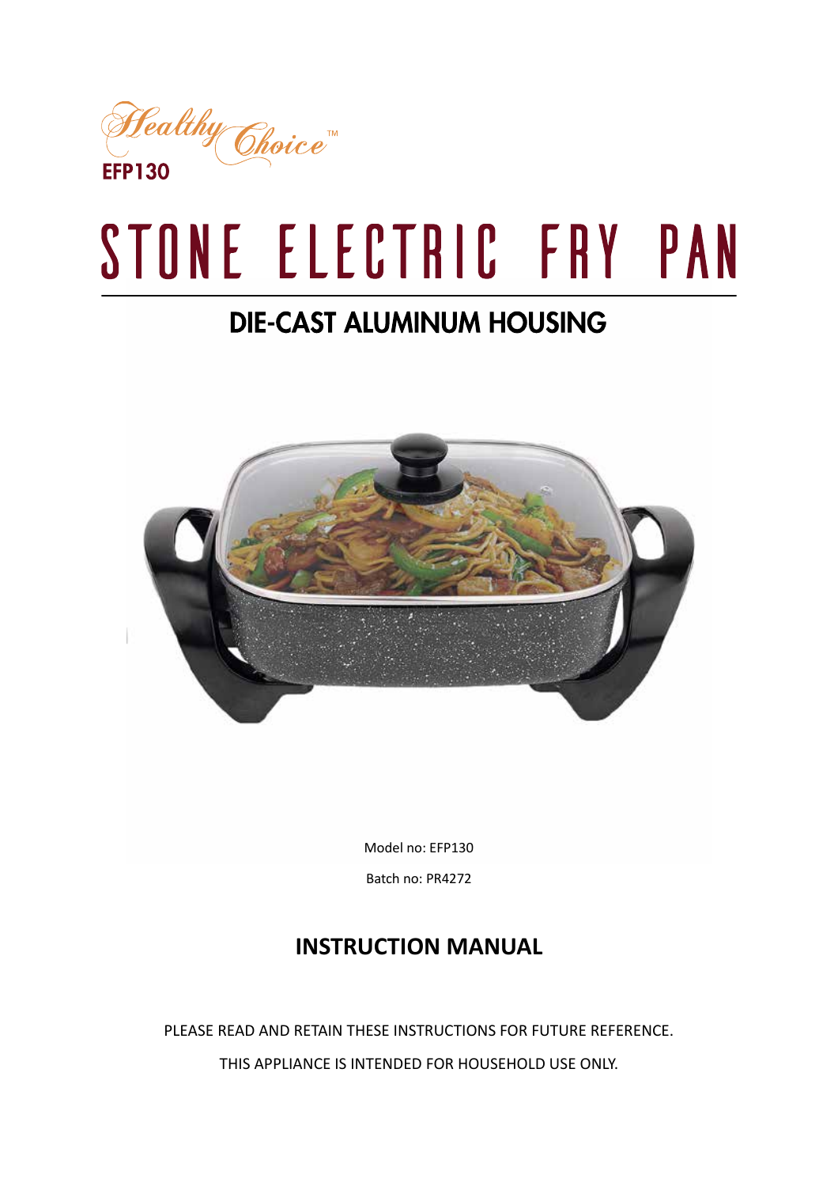Healthy Choice™

**EFP130**

# STONE ELECTRIC FRY PAN

## DIE-CAST ALUMINUM HOUSING

Model no: EFP130

Batch no: PR4272

## INSTRUCTION MANUAL

PLEASE READ AND RETAIN THESE INSTRUCTIONS FOR FUTURE REFERENCE.

THIS APPLIANCE IS INTENDED FOR HOUSEHOLD USE ONLY.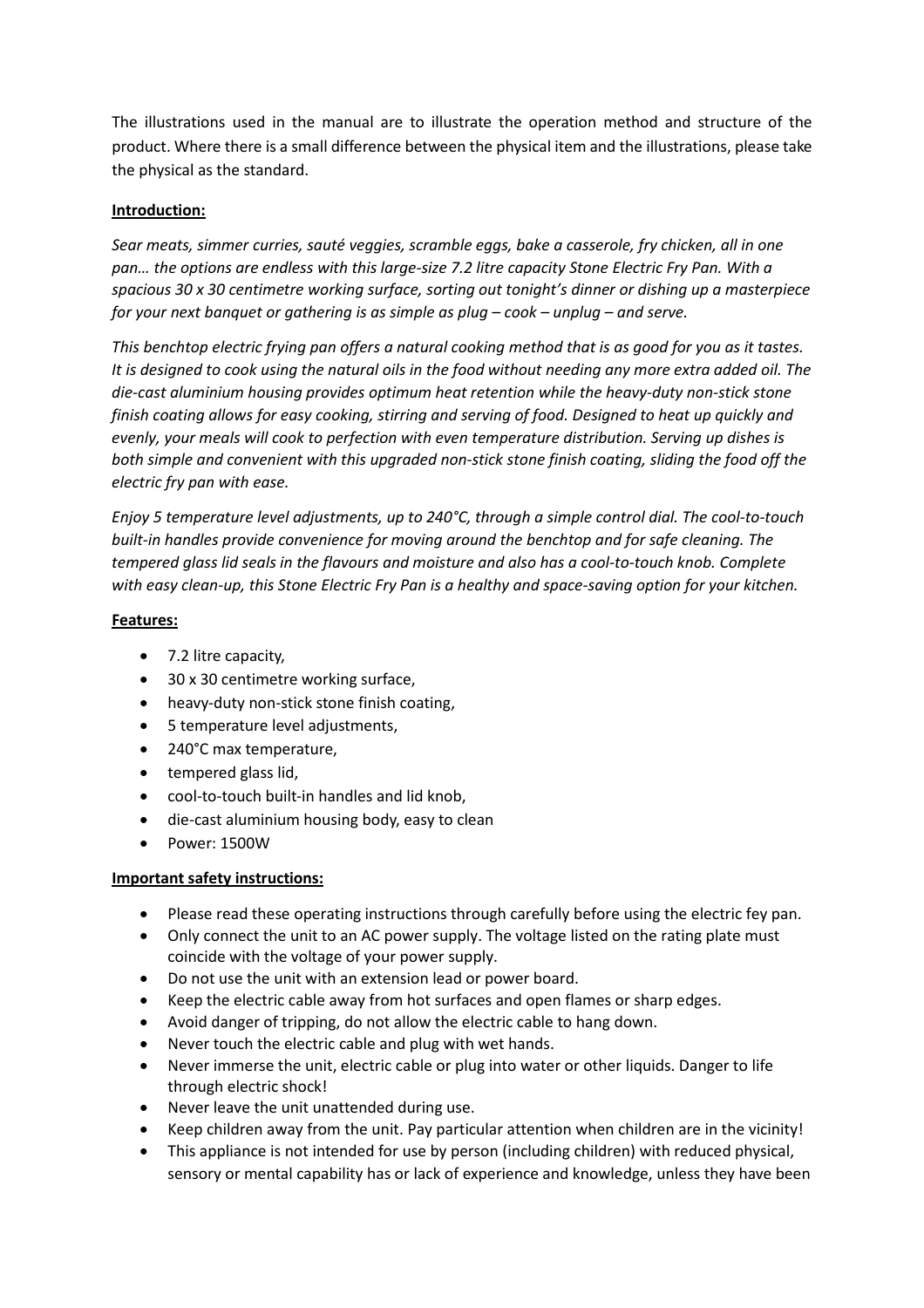The illustrations used in the manual are to illustrate the operation method and structure of the product. Where there is a small difference between the physical item and the illustrations, please take the physical as the standard.

**Introduction:**

*Sear meats, simmer curries, sauté veggies, scramble eggs, bake a casserole, fry chicken, all in one pan… the options are endless with this large-size 7.2 litre capacity Stone Electric Fry Pan. With a spacious 30 x 30 centimetre working surface, sorting out tonight's dinner or dishing up a masterpiece for your next banquet or gathering is as simple as plug – cook – unplug – and serve.*

*This benchtop electric frying pan offers a natural cooking method that is as good for you as it tastes. It is designed to cook using the natural oils in the food without needing any more extra added oil. The die-cast aluminium housing provides optimum heat retention while the heavy-duty non-stick stone finish coating allows for easy cooking, stirring and serving of food. Designed to heat up quickly and evenly, your meals will cook to perfection with even temperature distribution. Serving up dishes is both simple and convenient with this upgraded non-stick stone finish coating, sliding the food off the electric fry pan with ease.*

*Enjoy 5 temperature level adjustments, up to 240°C, through a simple control dial. The cool-to-touch built-in handles provide convenience for moving around the benchtop and for safe cleaning. The tempered glass lid seals in the flavours and moisture and also has a cool-to-touch knob. Complete with easy clean-up, this Stone Electric Fry Pan is a healthy and space-saving option for your kitchen.*

**Features:**

- 7.2 litre capacity,
- 30 x 30 centimetre working surface,
- heavy-duty non-stick stone finish coating,
- 5 temperature level adjustments,
- 240°C max temperature,
- tempered glass lid,
- cool-to-touch built-in handles and lid knob,
- die-cast aluminium housing body, easy to clean
- Power: 1500W

**Important safety instructions:**

- Please read these operating instructions through carefully before using the electric fey pan.
- Only connect the unit to an AC power supply. The voltage listed on the rating plate must coincide with the voltage of your power supply.
- Do not use the unit with an extension lead or power board.
- Keep the electric cable away from hot surfaces and open flames or sharp edges.
- Avoid danger of tripping, do not allow the electric cable to hang down.
- Never touch the electric cable and plug with wet hands.
- Never immerse the unit, electric cable or plug into water or other liquids. Danger to life through electric shock!
- Never leave the unit unattended during use.
- Keep children away from the unit. Pay particular attention when children are in the vicinity!
- This appliance is not intended for use by person (including children) with reduced physical, sensory or mental capability has or lack of experience and knowledge, unless they have been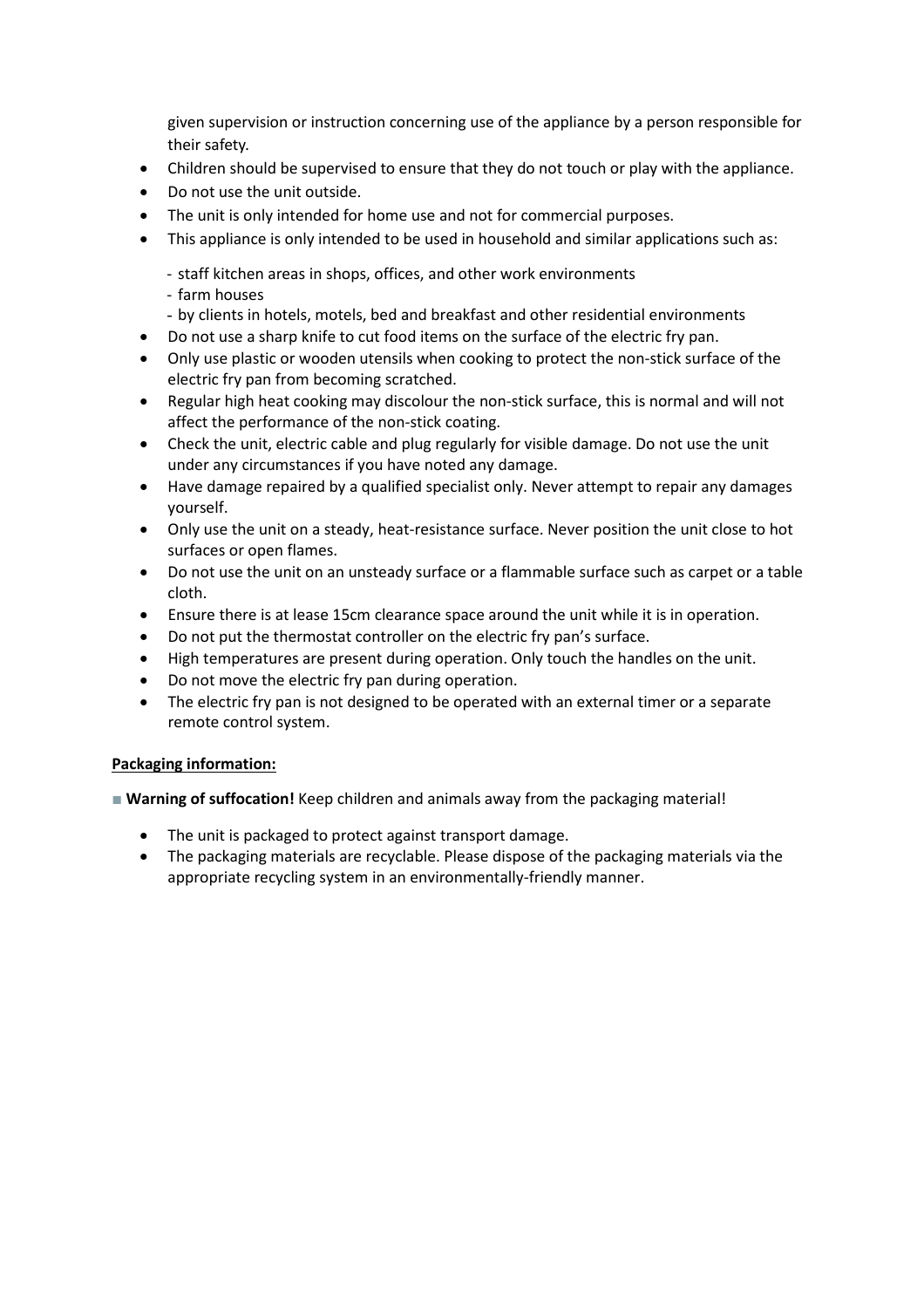given supervision or instruction concerning use of the appliance by a person responsible for their safety.

- Children should be supervised to ensure that they do not touch or play with the appliance.
- Do not use the unit outside.
- The unit is only intended for home use and not for commercial purposes.
- This appliance is only intended to be used in household and similar applications such as:
  - staff kitchen areas in shops, offices, and other work environments
  - farm houses
  - by clients in hotels, motels, bed and breakfast and other residential environments
- Do not use a sharp knife to cut food items on the surface of the electric fry pan.
- Only use plastic or wooden utensils when cooking to protect the non-stick surface of the electric fry pan from becoming scratched.
- Regular high heat cooking may discolour the non-stick surface, this is normal and will not affect the performance of the non-stick coating.
- Check the unit, electric cable and plug regularly for visible damage. Do not use the unit under any circumstances if you have noted any damage.
- Have damage repaired by a qualified specialist only. Never attempt to repair any damages yourself.
- Only use the unit on a steady, heat-resistance surface. Never position the unit close to hot surfaces or open flames.
- Do not use the unit on an unsteady surface or a flammable surface such as carpet or a table cloth.
- Ensure there is at lease 15cm clearance space around the unit while it is in operation.
- Do not put the thermostat controller on the electric fry pan's surface.
- High temperatures are present during operation. Only touch the handles on the unit.
- Do not move the electric fry pan during operation.
- The electric fry pan is not designed to be operated with an external timer or a separate remote control system.

**Packaging information:**

■ **Warning of suffocation!** Keep children and animals away from the packaging material!

- The unit is packaged to protect against transport damage.
- The packaging materials are recyclable. Please dispose of the packaging materials via the appropriate recycling system in an environmentally-friendly manner.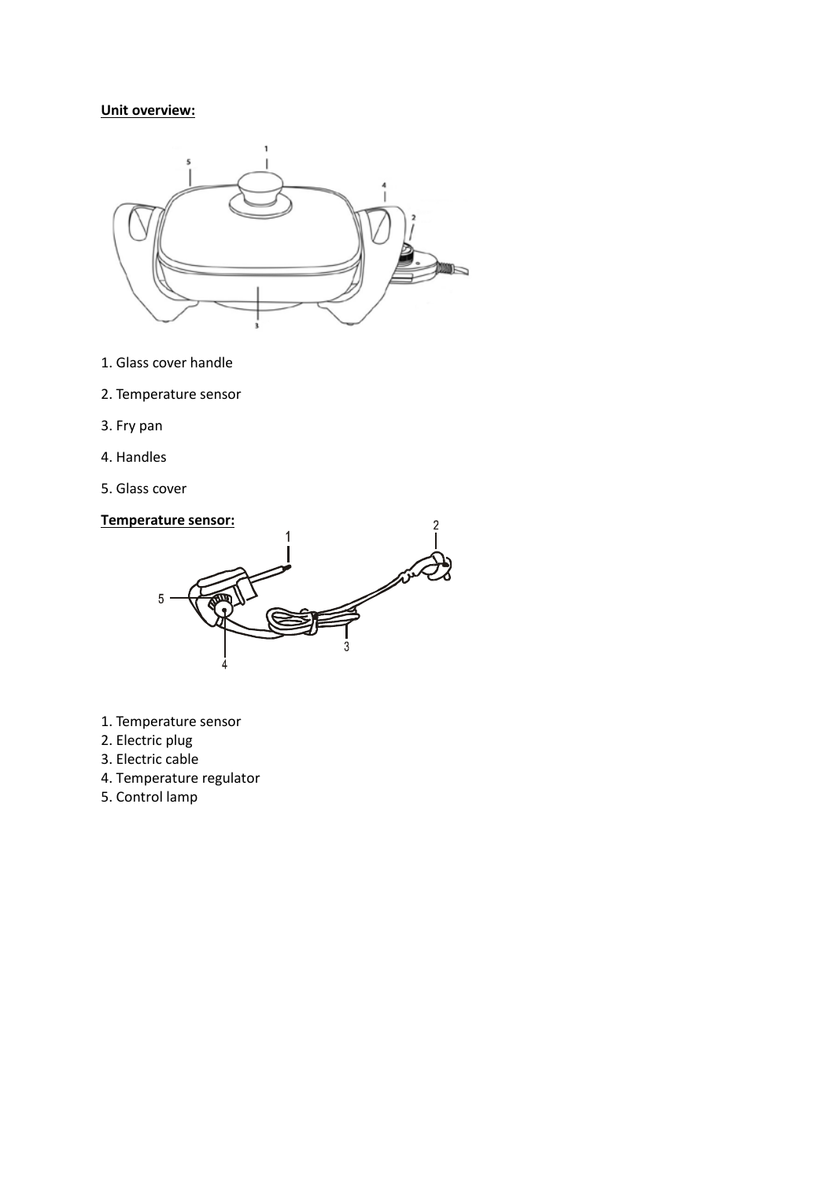**Unit overview:**

1. Glass cover handle
2. Temperature sensor
3. Fry pan
4. Handles
5. Glass cover

**Temperature sensor:**

1. Temperature sensor
2. Electric plug
3. Electric cable
4. Temperature regulator
5. Control lamp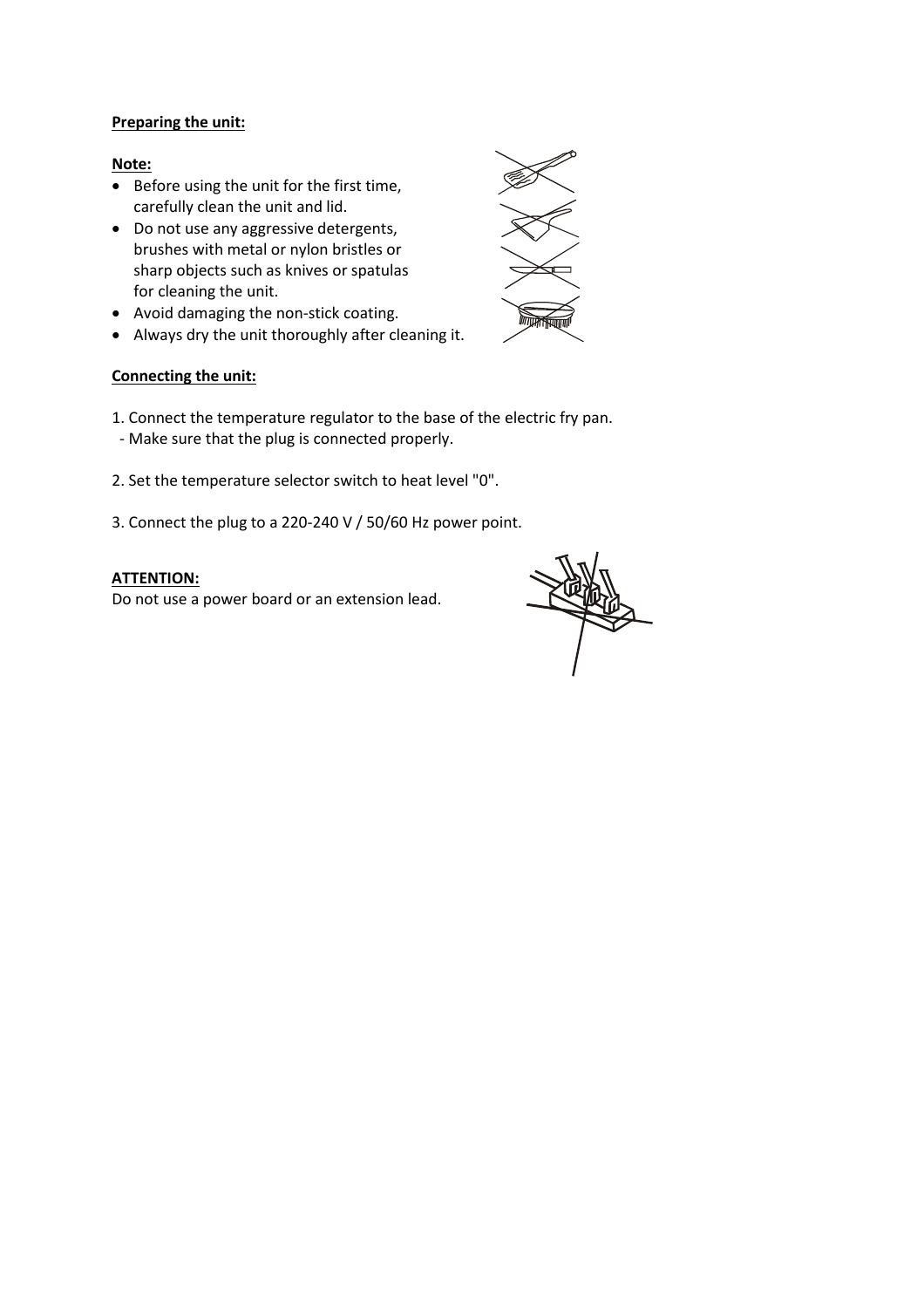**Preparing the unit:**

**Note:**

- Before using the unit for the first time, carefully clean the unit and lid.
- Do not use any aggressive detergents, brushes with metal or nylon bristles or sharp objects such as knives or spatulas for cleaning the unit.
- Avoid damaging the non-stick coating.
- Always dry the unit thoroughly after cleaning it.

**Connecting the unit:**

1. Connect the temperature regulator to the base of the electric fry pan.
   - Make sure that the plug is connected properly.

2. Set the temperature selector switch to heat level "0".

3. Connect the plug to a 220-240 V / 50/60 Hz power point.

**ATTENTION:**

Do not use a power board or an extension lead.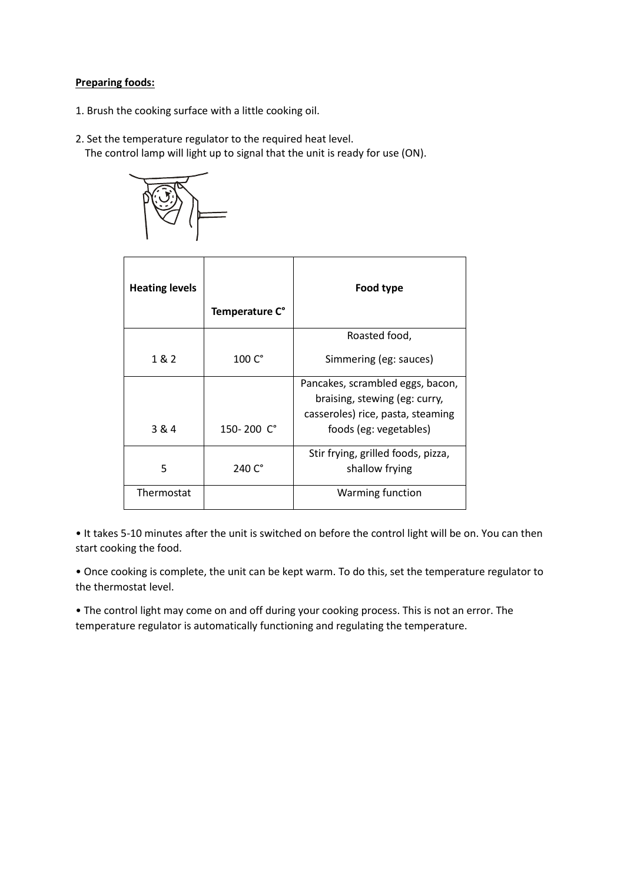**Preparing foods:**

1. Brush the cooking surface with a little cooking oil.

2. Set the temperature regulator to the required heat level.
   The control lamp will light up to signal that the unit is ready for use (ON).

| Heating levels | Temperature C° | Food type |
|---|---|---|
| 1 & 2 | 100 C° | Roasted food, Simmering (eg: sauces) |
| 3 & 4 | 150- 200 C° | Pancakes, scrambled eggs, bacon, braising, stewing (eg: curry, casseroles) rice, pasta, steaming foods (eg: vegetables) |
| 5 | 240 C° | Stir frying, grilled foods, pizza, shallow frying |
| Thermostat | | Warming function |

• It takes 5-10 minutes after the unit is switched on before the control light will be on. You can then start cooking the food.

• Once cooking is complete, the unit can be kept warm. To do this, set the temperature regulator to the thermostat level.

• The control light may come on and off during your cooking process. This is not an error. The temperature regulator is automatically functioning and regulating the temperature.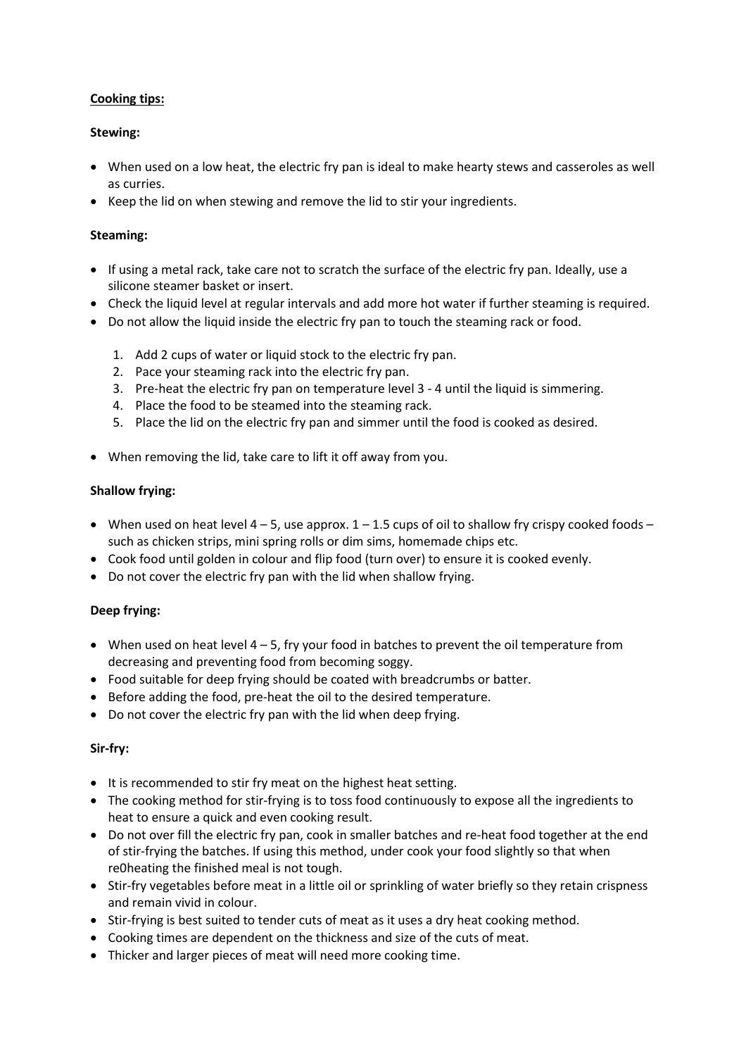**Cooking tips:**

**Stewing:**

- When used on a low heat, the electric fry pan is ideal to make hearty stews and casseroles as well as curries.
- Keep the lid on when stewing and remove the lid to stir your ingredients.

**Steaming:**

- If using a metal rack, take care not to scratch the surface of the electric fry pan. Ideally, use a silicone steamer basket or insert.
- Check the liquid level at regular intervals and add more hot water if further steaming is required.
- Do not allow the liquid inside the electric fry pan to touch the steaming rack or food.

1. Add 2 cups of water or liquid stock to the electric fry pan.
2. Pace your steaming rack into the electric fry pan.
3. Pre-heat the electric fry pan on temperature level 3 - 4 until the liquid is simmering.
4. Place the food to be steamed into the steaming rack.
5. Place the lid on the electric fry pan and simmer until the food is cooked as desired.

- When removing the lid, take care to lift it off away from you.

**Shallow frying:**

- When used on heat level 4 – 5, use approx. 1 – 1.5 cups of oil to shallow fry crispy cooked foods – such as chicken strips, mini spring rolls or dim sims, homemade chips etc.
- Cook food until golden in colour and flip food (turn over) to ensure it is cooked evenly.
- Do not cover the electric fry pan with the lid when shallow frying.

**Deep frying:**

- When used on heat level 4 – 5, fry your food in batches to prevent the oil temperature from decreasing and preventing food from becoming soggy.
- Food suitable for deep frying should be coated with breadcrumbs or batter.
- Before adding the food, pre-heat the oil to the desired temperature.
- Do not cover the electric fry pan with the lid when deep frying.

**Sir-fry:**

- It is recommended to stir fry meat on the highest heat setting.
- The cooking method for stir-frying is to toss food continuously to expose all the ingredients to heat to ensure a quick and even cooking result.
- Do not over fill the electric fry pan, cook in smaller batches and re-heat food together at the end of stir-frying the batches. If using this method, under cook your food slightly so that when re0heating the finished meal is not tough.
- Stir-fry vegetables before meat in a little oil or sprinkling of water briefly so they retain crispness and remain vivid in colour.
- Stir-frying is best suited to tender cuts of meat as it uses a dry heat cooking method.
- Cooking times are dependent on the thickness and size of the cuts of meat.
- Thicker and larger pieces of meat will need more cooking time.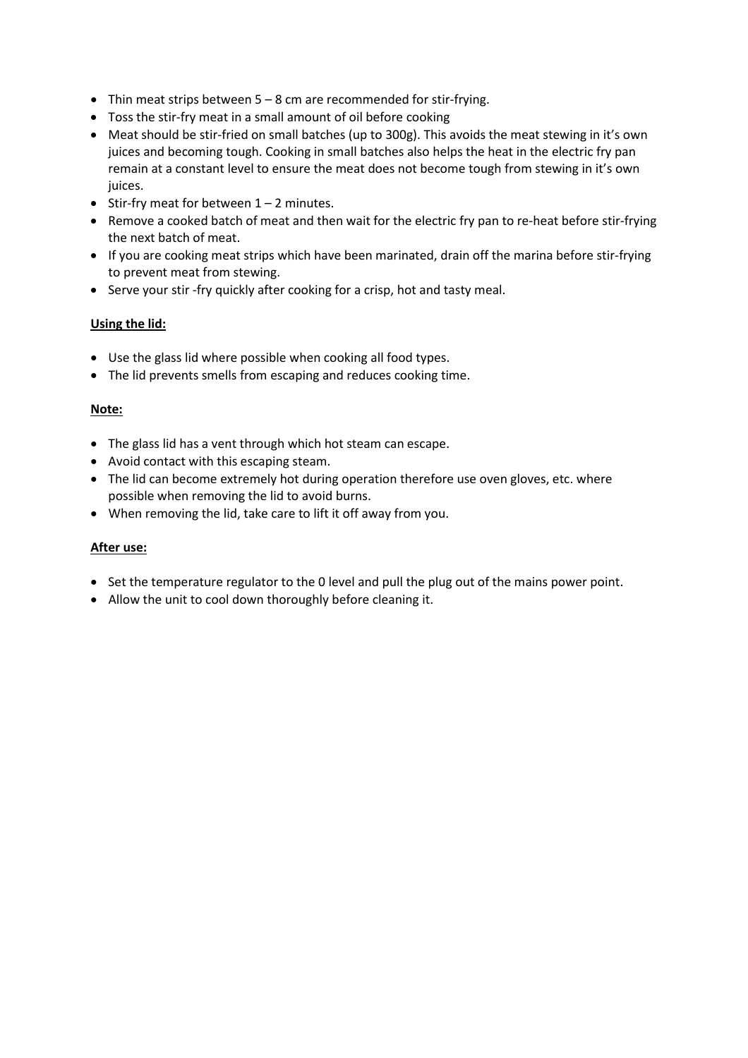- Thin meat strips between 5 – 8 cm are recommended for stir-frying.
- Toss the stir-fry meat in a small amount of oil before cooking
- Meat should be stir-fried on small batches (up to 300g). This avoids the meat stewing in it's own juices and becoming tough. Cooking in small batches also helps the heat in the electric fry pan remain at a constant level to ensure the meat does not become tough from stewing in it's own juices.
- Stir-fry meat for between 1 – 2 minutes.
- Remove a cooked batch of meat and then wait for the electric fry pan to re-heat before stir-frying the next batch of meat.
- If you are cooking meat strips which have been marinated, drain off the marina before stir-frying to prevent meat from stewing.
- Serve your stir -fry quickly after cooking for a crisp, hot and tasty meal.

**Using the lid:**

- Use the glass lid where possible when cooking all food types.
- The lid prevents smells from escaping and reduces cooking time.

**Note:**

- The glass lid has a vent through which hot steam can escape.
- Avoid contact with this escaping steam.
- The lid can become extremely hot during operation therefore use oven gloves, etc. where possible when removing the lid to avoid burns.
- When removing the lid, take care to lift it off away from you.

**After use:**

- Set the temperature regulator to the 0 level and pull the plug out of the mains power point.
- Allow the unit to cool down thoroughly before cleaning it.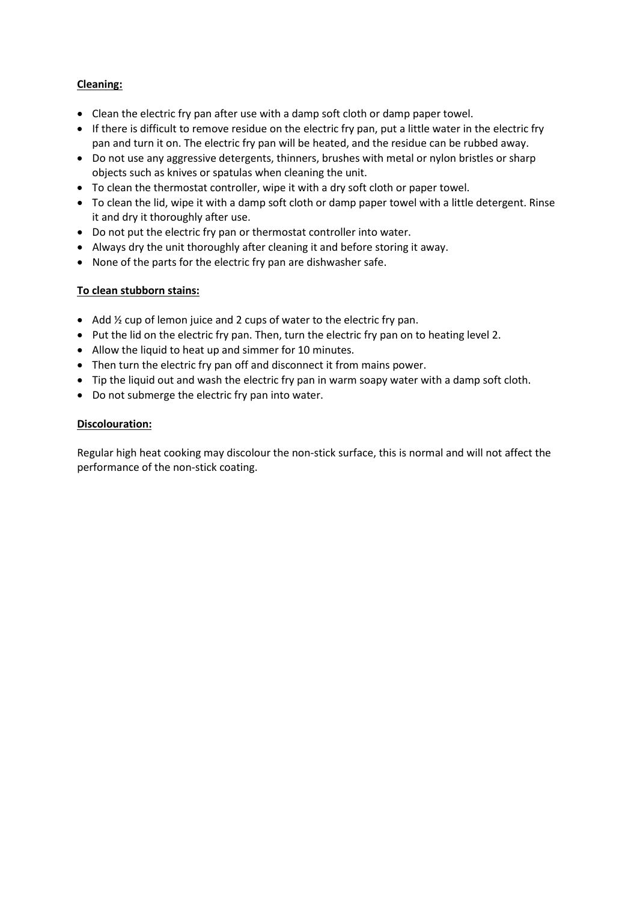**Cleaning:**

- Clean the electric fry pan after use with a damp soft cloth or damp paper towel.
- If there is difficult to remove residue on the electric fry pan, put a little water in the electric fry pan and turn it on. The electric fry pan will be heated, and the residue can be rubbed away.
- Do not use any aggressive detergents, thinners, brushes with metal or nylon bristles or sharp objects such as knives or spatulas when cleaning the unit.
- To clean the thermostat controller, wipe it with a dry soft cloth or paper towel.
- To clean the lid, wipe it with a damp soft cloth or damp paper towel with a little detergent. Rinse it and dry it thoroughly after use.
- Do not put the electric fry pan or thermostat controller into water.
- Always dry the unit thoroughly after cleaning it and before storing it away.
- None of the parts for the electric fry pan are dishwasher safe.

**To clean stubborn stains:**

- Add ½ cup of lemon juice and 2 cups of water to the electric fry pan.
- Put the lid on the electric fry pan. Then, turn the electric fry pan on to heating level 2.
- Allow the liquid to heat up and simmer for 10 minutes.
- Then turn the electric fry pan off and disconnect it from mains power.
- Tip the liquid out and wash the electric fry pan in warm soapy water with a damp soft cloth.
- Do not submerge the electric fry pan into water.

**Discolouration:**

Regular high heat cooking may discolour the non-stick surface, this is normal and will not affect the performance of the non-stick coating.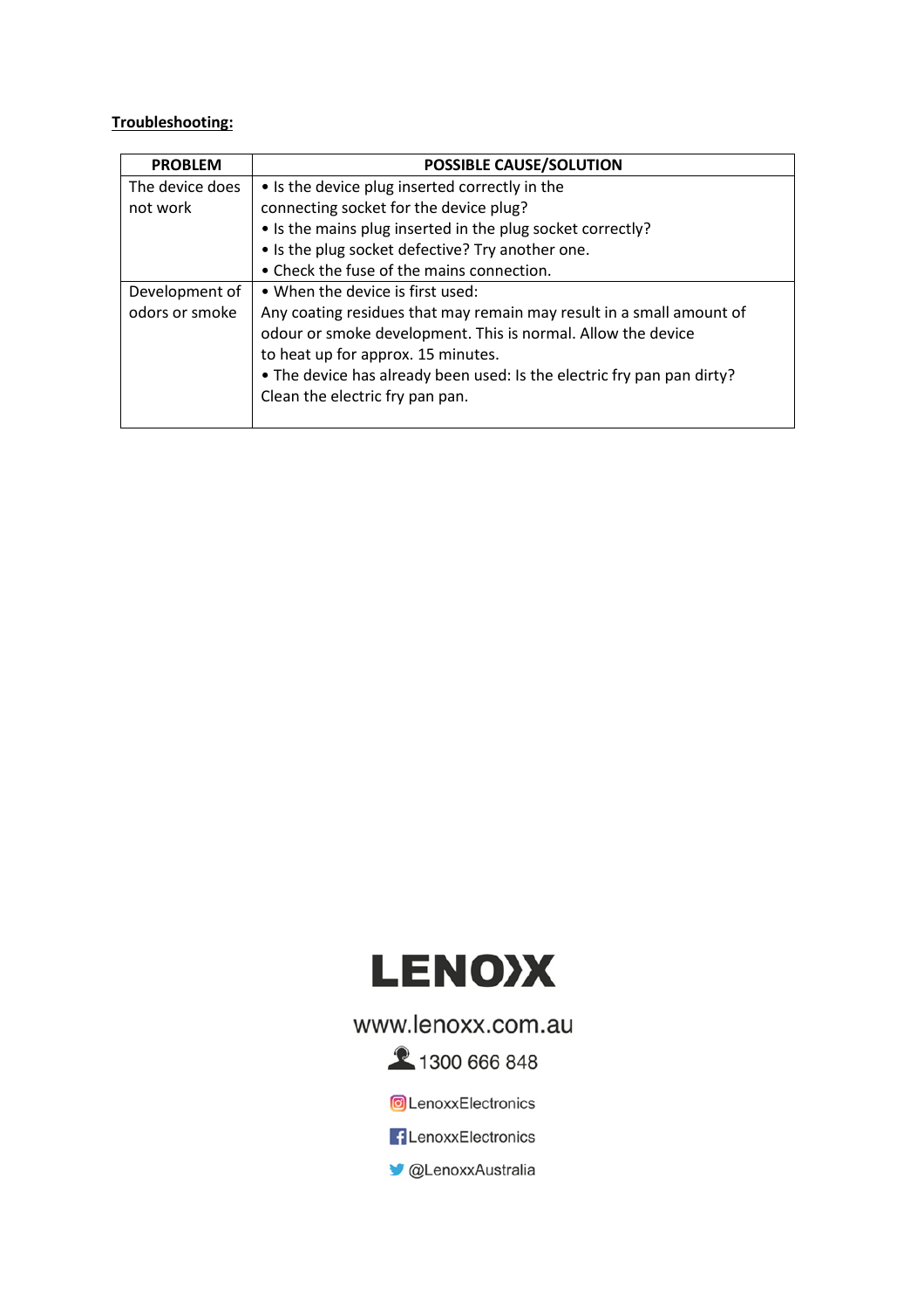**Troubleshooting:**

| PROBLEM | POSSIBLE CAUSE/SOLUTION |
| --- | --- |
| The device does not work | • Is the device plug inserted correctly in the connecting socket for the device plug?<br>• Is the mains plug inserted in the plug socket correctly?<br>• Is the plug socket defective? Try another one.<br>• Check the fuse of the mains connection. |
| Development of odors or smoke | • When the device is first used:<br>Any coating residues that may remain may result in a small amount of odour or smoke development. This is normal. Allow the device to heat up for approx. 15 minutes.<br>• The device has already been used: Is the electric fry pan pan dirty? Clean the electric fry pan pan. |

LENOXX

www.lenoxx.com.au

1300 666 848

LenoxxElectronics

LenoxxElectronics

@LenoxxAustralia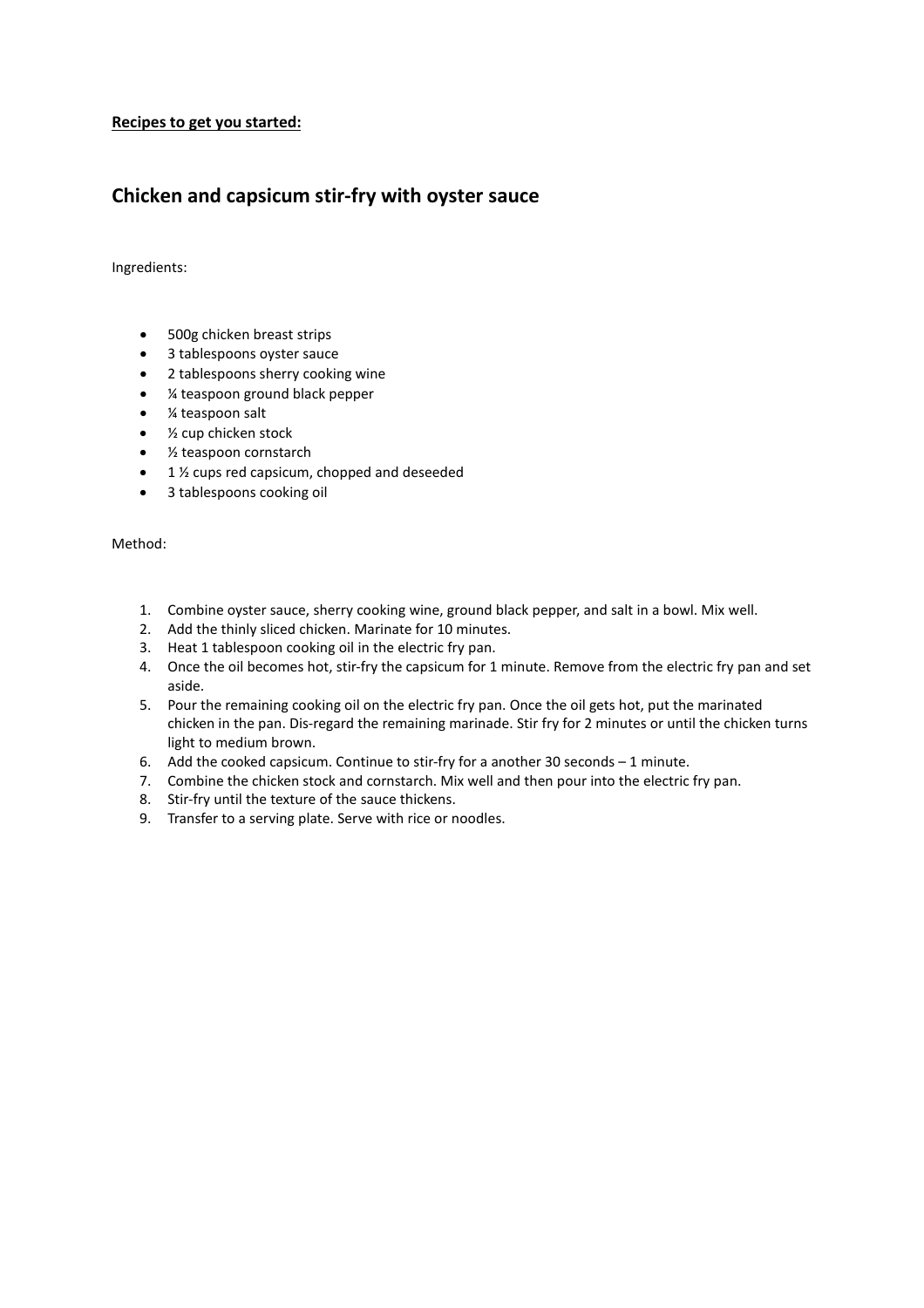**Recipes to get you started:**

## Chicken and capsicum stir-fry with oyster sauce

Ingredients:

- 500g chicken breast strips
- 3 tablespoons oyster sauce
- 2 tablespoons sherry cooking wine
- ¼ teaspoon ground black pepper
- ¼ teaspoon salt
- ½ cup chicken stock
- ½ teaspoon cornstarch
- 1 ½ cups red capsicum, chopped and deseeded
- 3 tablespoons cooking oil

Method:

1. Combine oyster sauce, sherry cooking wine, ground black pepper, and salt in a bowl. Mix well.
2. Add the thinly sliced chicken. Marinate for 10 minutes.
3. Heat 1 tablespoon cooking oil in the electric fry pan.
4. Once the oil becomes hot, stir-fry the capsicum for 1 minute. Remove from the electric fry pan and set aside.
5. Pour the remaining cooking oil on the electric fry pan. Once the oil gets hot, put the marinated chicken in the pan. Dis-regard the remaining marinade. Stir fry for 2 minutes or until the chicken turns light to medium brown.
6. Add the cooked capsicum. Continue to stir-fry for a another 30 seconds – 1 minute.
7. Combine the chicken stock and cornstarch. Mix well and then pour into the electric fry pan.
8. Stir-fry until the texture of the sauce thickens.
9. Transfer to a serving plate. Serve with rice or noodles.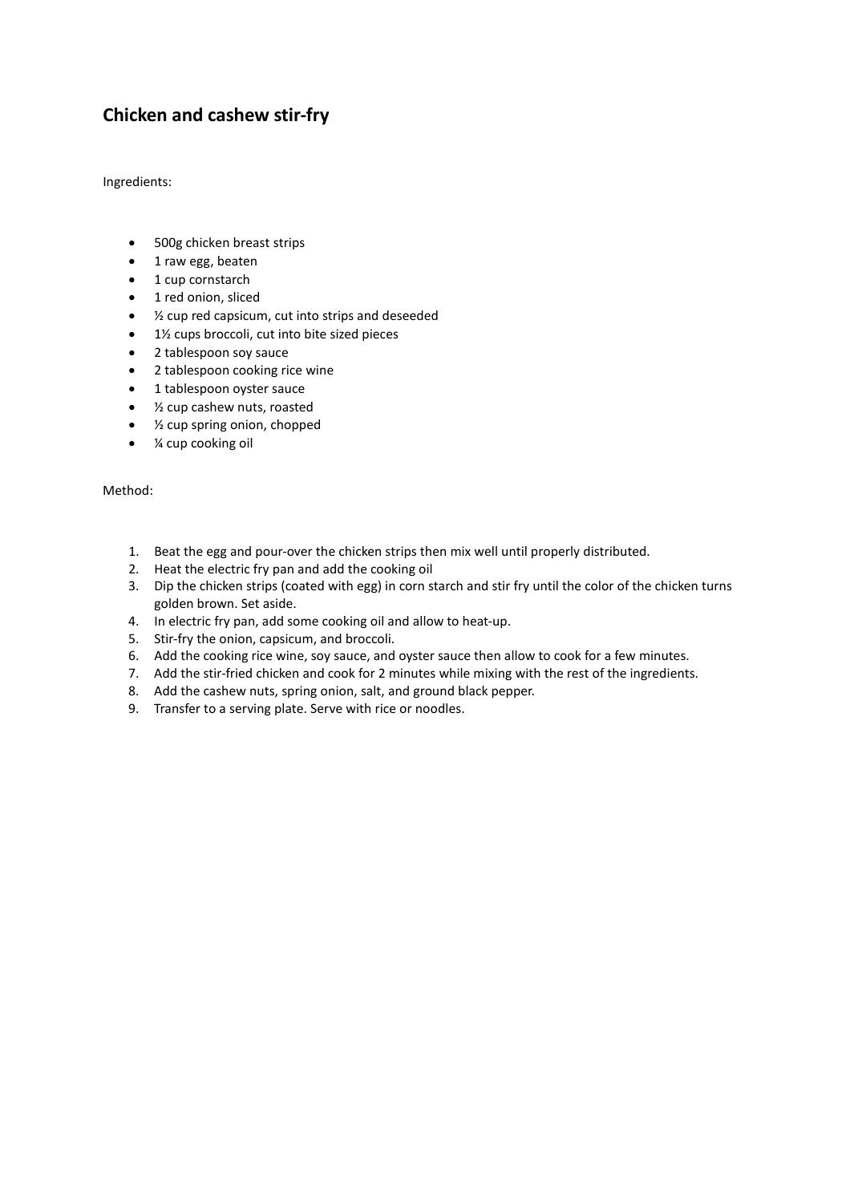## Chicken and cashew stir-fry

Ingredients:

- 500g chicken breast strips
- 1 raw egg, beaten
- 1 cup cornstarch
- 1 red onion, sliced
- ½ cup red capsicum, cut into strips and deseeded
- 1½ cups broccoli, cut into bite sized pieces
- 2 tablespoon soy sauce
- 2 tablespoon cooking rice wine
- 1 tablespoon oyster sauce
- ½ cup cashew nuts, roasted
- ½ cup spring onion, chopped
- ¼ cup cooking oil

Method:

1. Beat the egg and pour-over the chicken strips then mix well until properly distributed.
2. Heat the electric fry pan and add the cooking oil
3. Dip the chicken strips (coated with egg) in corn starch and stir fry until the color of the chicken turns golden brown. Set aside.
4. In electric fry pan, add some cooking oil and allow to heat-up.
5. Stir-fry the onion, capsicum, and broccoli.
6. Add the cooking rice wine, soy sauce, and oyster sauce then allow to cook for a few minutes.
7. Add the stir-fried chicken and cook for 2 minutes while mixing with the rest of the ingredients.
8. Add the cashew nuts, spring onion, salt, and ground black pepper.
9. Transfer to a serving plate. Serve with rice or noodles.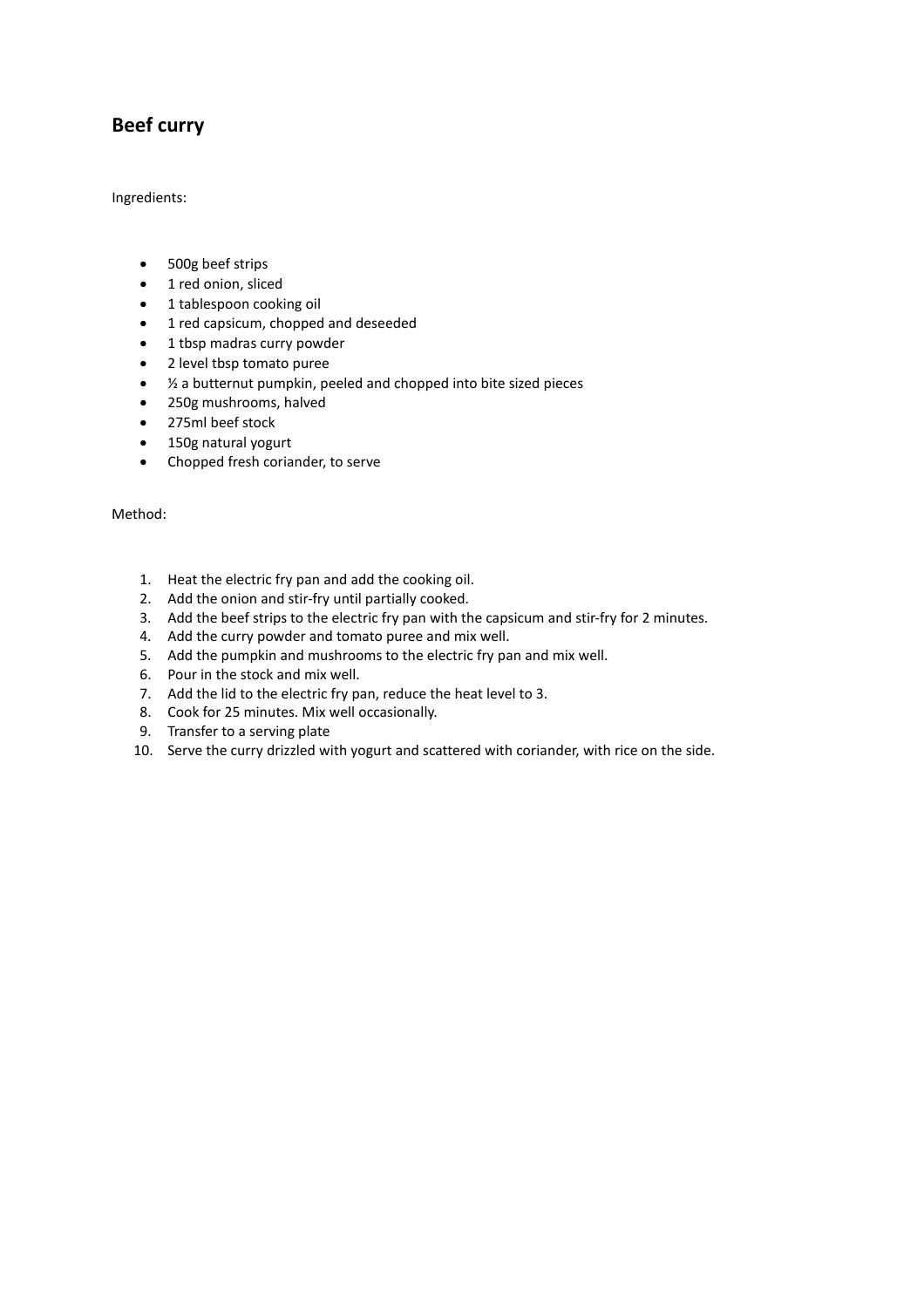## Beef curry

Ingredients:

- 500g beef strips
- 1 red onion, sliced
- 1 tablespoon cooking oil
- 1 red capsicum, chopped and deseeded
- 1 tbsp madras curry powder
- 2 level tbsp tomato puree
- ½ a butternut pumpkin, peeled and chopped into bite sized pieces
- 250g mushrooms, halved
- 275ml beef stock
- 150g natural yogurt
- Chopped fresh coriander, to serve

Method:

1. Heat the electric fry pan and add the cooking oil.
2. Add the onion and stir-fry until partially cooked.
3. Add the beef strips to the electric fry pan with the capsicum and stir-fry for 2 minutes.
4. Add the curry powder and tomato puree and mix well.
5. Add the pumpkin and mushrooms to the electric fry pan and mix well.
6. Pour in the stock and mix well.
7. Add the lid to the electric fry pan, reduce the heat level to 3.
8. Cook for 25 minutes. Mix well occasionally.
9. Transfer to a serving plate
10. Serve the curry drizzled with yogurt and scattered with coriander, with rice on the side.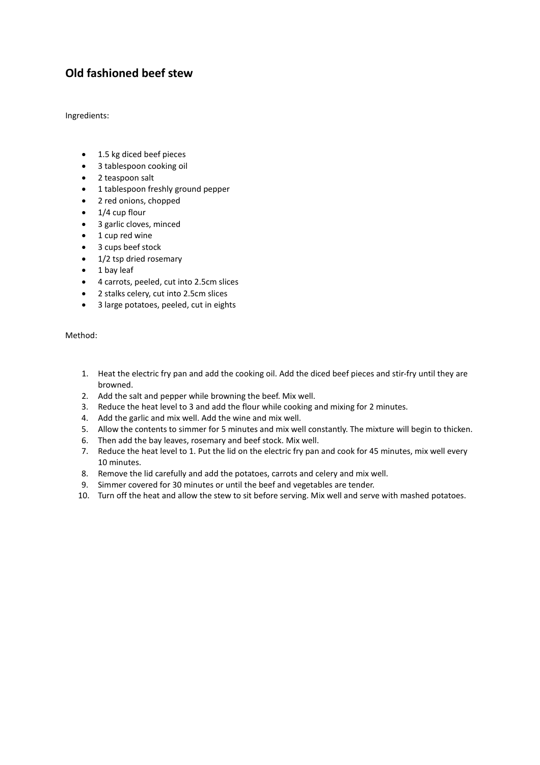## Old fashioned beef stew

Ingredients:

- 1.5 kg diced beef pieces
- 3 tablespoon cooking oil
- 2 teaspoon salt
- 1 tablespoon freshly ground pepper
- 2 red onions, chopped
- 1/4 cup flour
- 3 garlic cloves, minced
- 1 cup red wine
- 3 cups beef stock
- 1/2 tsp dried rosemary
- 1 bay leaf
- 4 carrots, peeled, cut into 2.5cm slices
- 2 stalks celery, cut into 2.5cm slices
- 3 large potatoes, peeled, cut in eights

Method:

1. Heat the electric fry pan and add the cooking oil. Add the diced beef pieces and stir-fry until they are browned.
2. Add the salt and pepper while browning the beef. Mix well.
3. Reduce the heat level to 3 and add the flour while cooking and mixing for 2 minutes.
4. Add the garlic and mix well. Add the wine and mix well.
5. Allow the contents to simmer for 5 minutes and mix well constantly. The mixture will begin to thicken.
6. Then add the bay leaves, rosemary and beef stock. Mix well.
7. Reduce the heat level to 1. Put the lid on the electric fry pan and cook for 45 minutes, mix well every 10 minutes.
8. Remove the lid carefully and add the potatoes, carrots and celery and mix well.
9. Simmer covered for 30 minutes or until the beef and vegetables are tender.
10. Turn off the heat and allow the stew to sit before serving. Mix well and serve with mashed potatoes.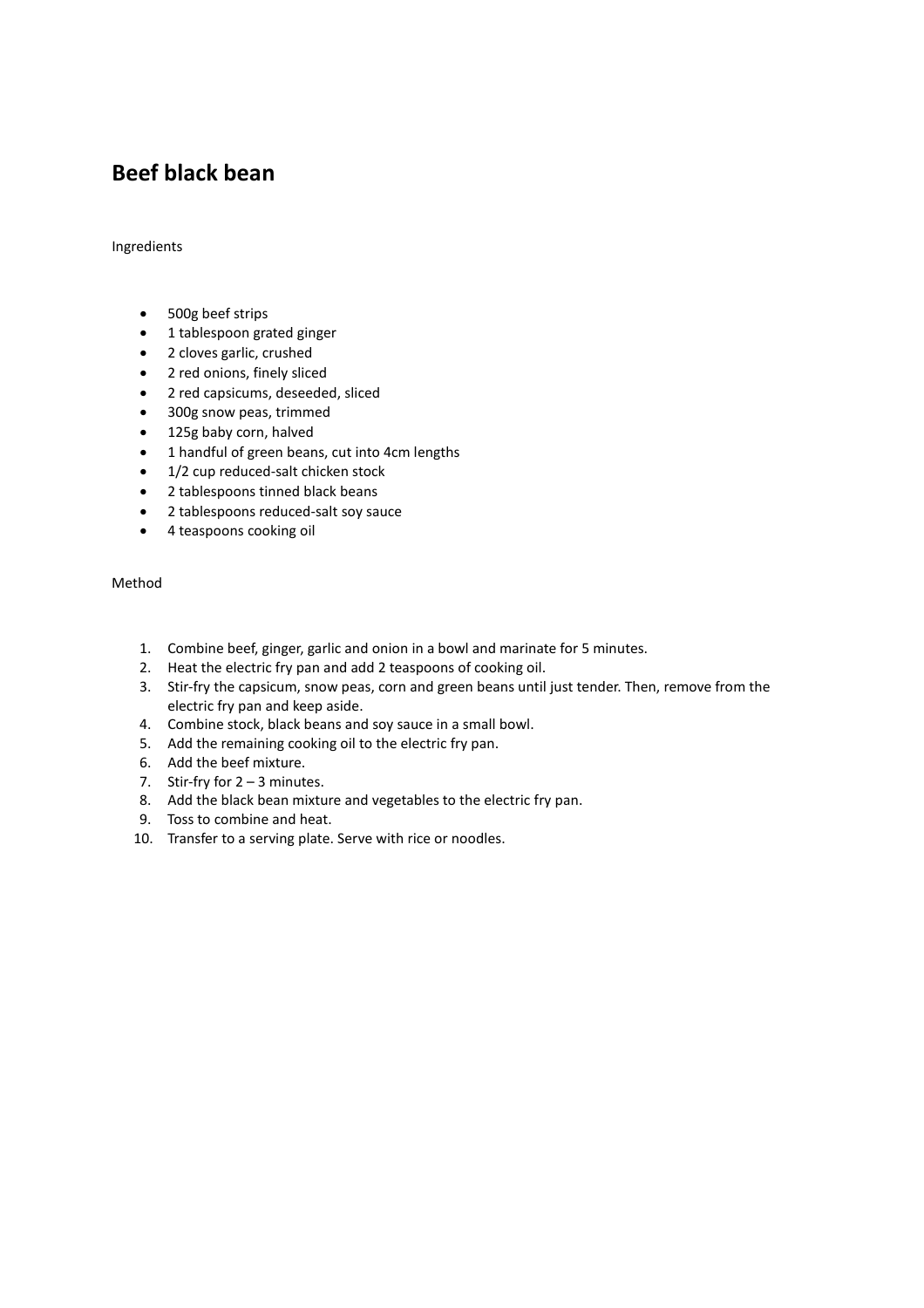# Beef black bean

Ingredients

- 500g beef strips
- 1 tablespoon grated ginger
- 2 cloves garlic, crushed
- 2 red onions, finely sliced
- 2 red capsicums, deseeded, sliced
- 300g snow peas, trimmed
- 125g baby corn, halved
- 1 handful of green beans, cut into 4cm lengths
- 1/2 cup reduced-salt chicken stock
- 2 tablespoons tinned black beans
- 2 tablespoons reduced-salt soy sauce
- 4 teaspoons cooking oil

Method

1. Combine beef, ginger, garlic and onion in a bowl and marinate for 5 minutes.
2. Heat the electric fry pan and add 2 teaspoons of cooking oil.
3. Stir-fry the capsicum, snow peas, corn and green beans until just tender. Then, remove from the electric fry pan and keep aside.
4. Combine stock, black beans and soy sauce in a small bowl.
5. Add the remaining cooking oil to the electric fry pan.
6. Add the beef mixture.
7. Stir-fry for 2 – 3 minutes.
8. Add the black bean mixture and vegetables to the electric fry pan.
9. Toss to combine and heat.
10. Transfer to a serving plate. Serve with rice or noodles.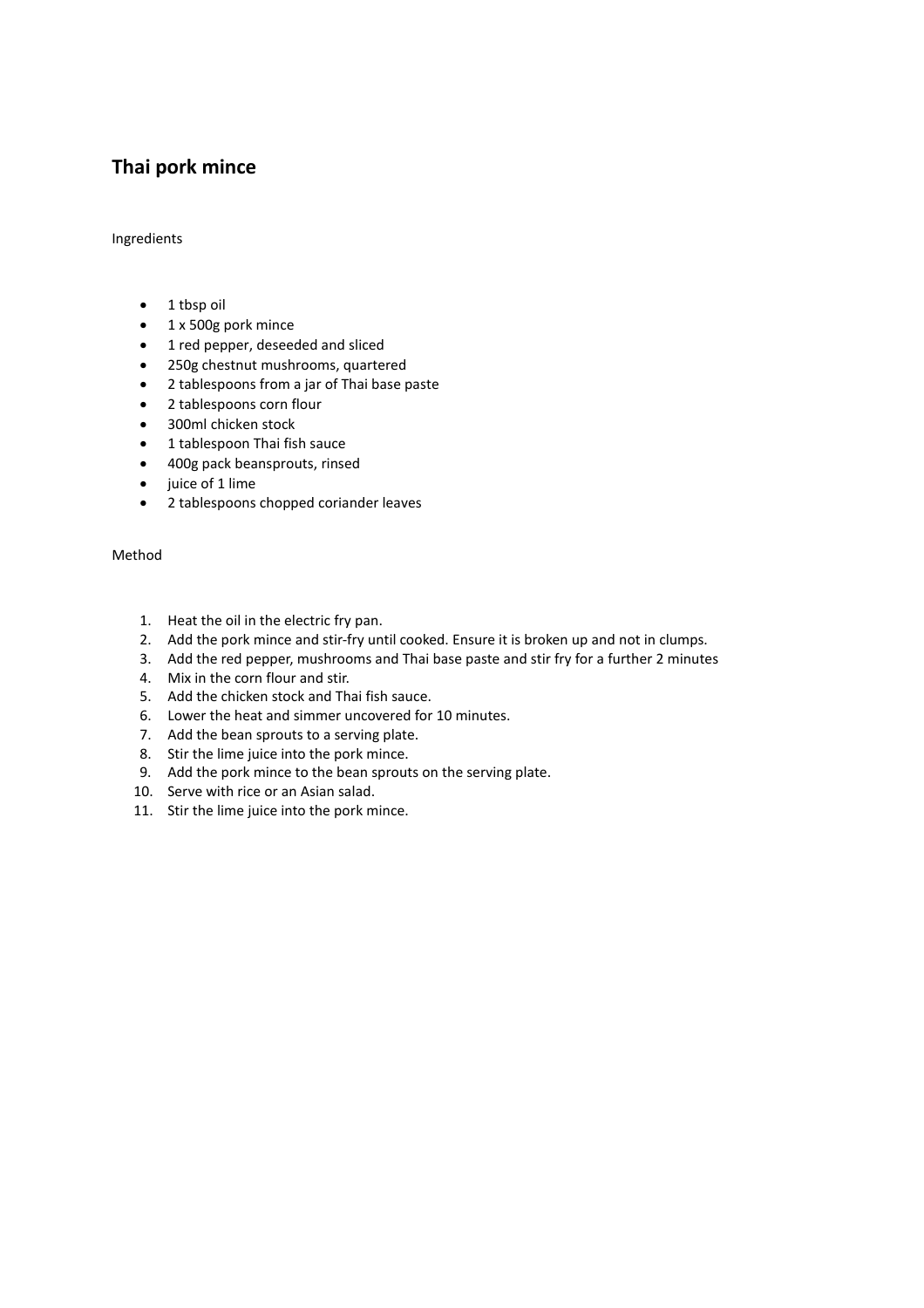## Thai pork mince

Ingredients

- 1 tbsp oil
- 1 x 500g pork mince
- 1 red pepper, deseeded and sliced
- 250g chestnut mushrooms, quartered
- 2 tablespoons from a jar of Thai base paste
- 2 tablespoons corn flour
- 300ml chicken stock
- 1 tablespoon Thai fish sauce
- 400g pack beansprouts, rinsed
- juice of 1 lime
- 2 tablespoons chopped coriander leaves

Method

1. Heat the oil in the electric fry pan.
2. Add the pork mince and stir-fry until cooked. Ensure it is broken up and not in clumps.
3. Add the red pepper, mushrooms and Thai base paste and stir fry for a further 2 minutes
4. Mix in the corn flour and stir.
5. Add the chicken stock and Thai fish sauce.
6. Lower the heat and simmer uncovered for 10 minutes.
7. Add the bean sprouts to a serving plate.
8. Stir the lime juice into the pork mince.
9. Add the pork mince to the bean sprouts on the serving plate.
10. Serve with rice or an Asian salad.
11. Stir the lime juice into the pork mince.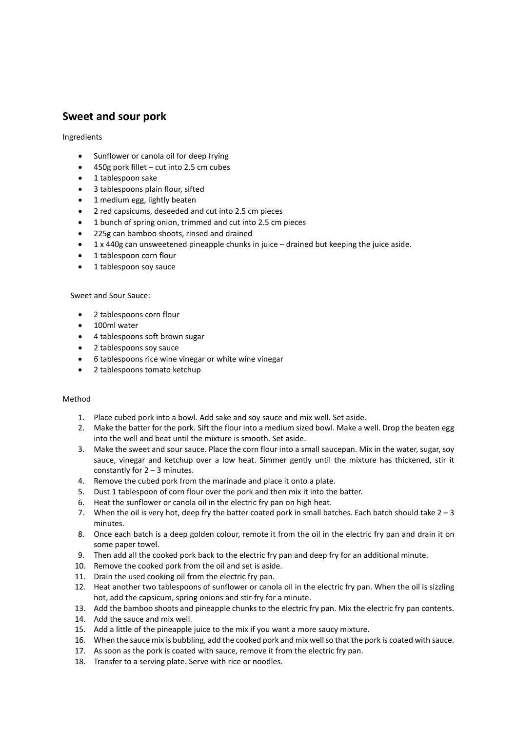## Sweet and sour pork

Ingredients

- Sunflower or canola oil for deep frying
- 450g pork fillet – cut into 2.5 cm cubes
- 1 tablespoon sake
- 3 tablespoons plain flour, sifted
- 1 medium egg, lightly beaten
- 2 red capsicums, deseeded and cut into 2.5 cm pieces
- 1 bunch of spring onion, trimmed and cut into 2.5 cm pieces
- 225g can bamboo shoots, rinsed and drained
- 1 x 440g can unsweetened pineapple chunks in juice – drained but keeping the juice aside.
- 1 tablespoon corn flour
- 1 tablespoon soy sauce

Sweet and Sour Sauce:

- 2 tablespoons corn flour
- 100ml water
- 4 tablespoons soft brown sugar
- 2 tablespoons soy sauce
- 6 tablespoons rice wine vinegar or white wine vinegar
- 2 tablespoons tomato ketchup

Method

1. Place cubed pork into a bowl. Add sake and soy sauce and mix well. Set aside.
2. Make the batter for the pork. Sift the flour into a medium sized bowl. Make a well. Drop the beaten egg into the well and beat until the mixture is smooth. Set aside.
3. Make the sweet and sour sauce. Place the corn flour into a small saucepan. Mix in the water, sugar, soy sauce, vinegar and ketchup over a low heat. Simmer gently until the mixture has thickened, stir it constantly for 2 – 3 minutes.
4. Remove the cubed pork from the marinade and place it onto a plate.
5. Dust 1 tablespoon of corn flour over the pork and then mix it into the batter.
6. Heat the sunflower or canola oil in the electric fry pan on high heat.
7. When the oil is very hot, deep fry the batter coated pork in small batches. Each batch should take 2 – 3 minutes.
8. Once each batch is a deep golden colour, remote it from the oil in the electric fry pan and drain it on some paper towel.
9. Then add all the cooked pork back to the electric fry pan and deep fry for an additional minute.
10. Remove the cooked pork from the oil and set is aside.
11. Drain the used cooking oil from the electric fry pan.
12. Heat another two tablespoons of sunflower or canola oil in the electric fry pan. When the oil is sizzling hot, add the capsicum, spring onions and stir-fry for a minute.
13. Add the bamboo shoots and pineapple chunks to the electric fry pan. Mix the electric fry pan contents.
14. Add the sauce and mix well.
15. Add a little of the pineapple juice to the mix if you want a more saucy mixture.
16. When the sauce mix is bubbling, add the cooked pork and mix well so that the pork is coated with sauce.
17. As soon as the pork is coated with sauce, remove it from the electric fry pan.
18. Transfer to a serving plate. Serve with rice or noodles.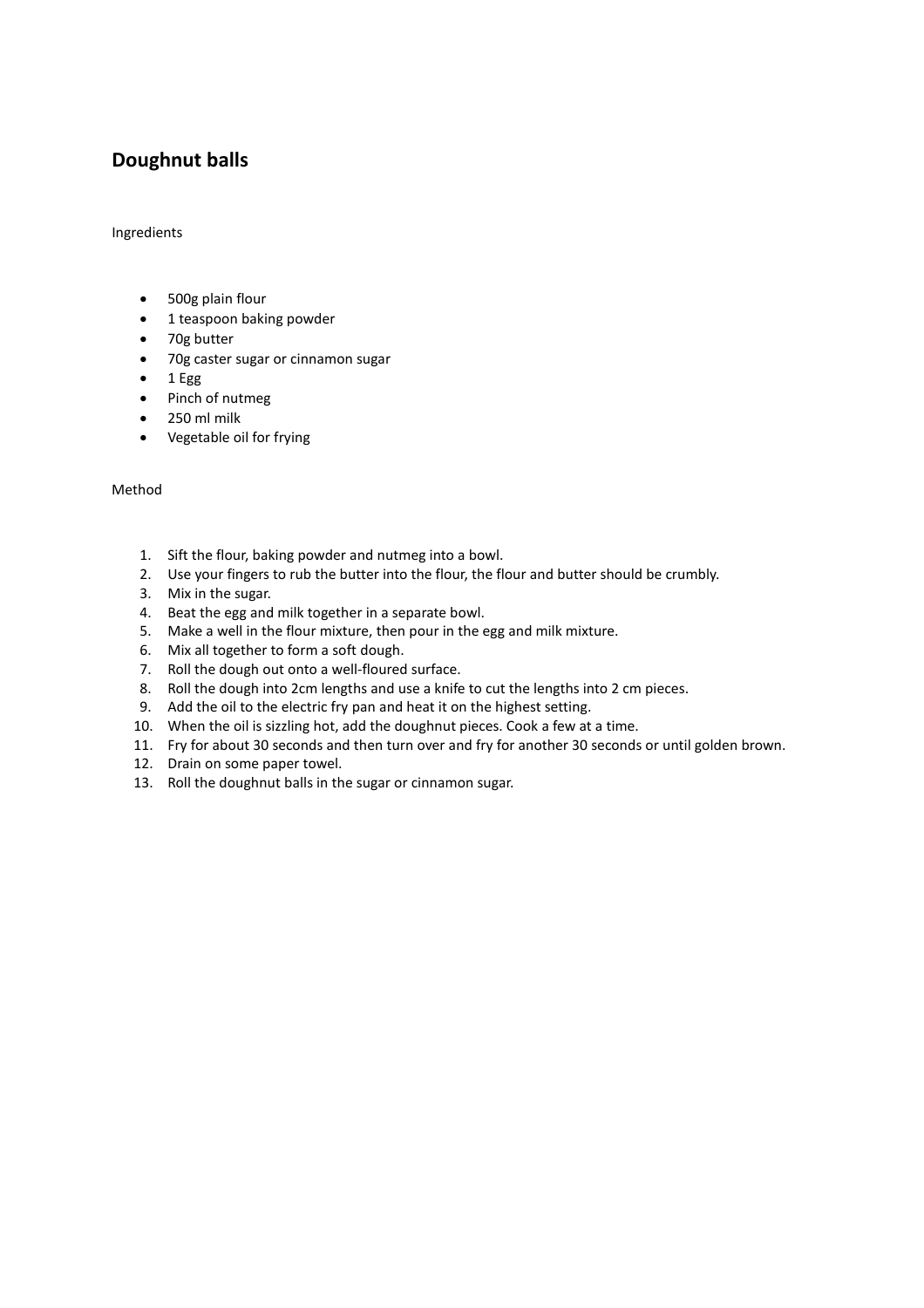## Doughnut balls

Ingredients

- 500g plain flour
- 1 teaspoon baking powder
- 70g butter
- 70g caster sugar or cinnamon sugar
- 1 Egg
- Pinch of nutmeg
- 250 ml milk
- Vegetable oil for frying

Method

1. Sift the flour, baking powder and nutmeg into a bowl.
2. Use your fingers to rub the butter into the flour, the flour and butter should be crumbly.
3. Mix in the sugar.
4. Beat the egg and milk together in a separate bowl.
5. Make a well in the flour mixture, then pour in the egg and milk mixture.
6. Mix all together to form a soft dough.
7. Roll the dough out onto a well-floured surface.
8. Roll the dough into 2cm lengths and use a knife to cut the lengths into 2 cm pieces.
9. Add the oil to the electric fry pan and heat it on the highest setting.
10. When the oil is sizzling hot, add the doughnut pieces. Cook a few at a time.
11. Fry for about 30 seconds and then turn over and fry for another 30 seconds or until golden brown.
12. Drain on some paper towel.
13. Roll the doughnut balls in the sugar or cinnamon sugar.